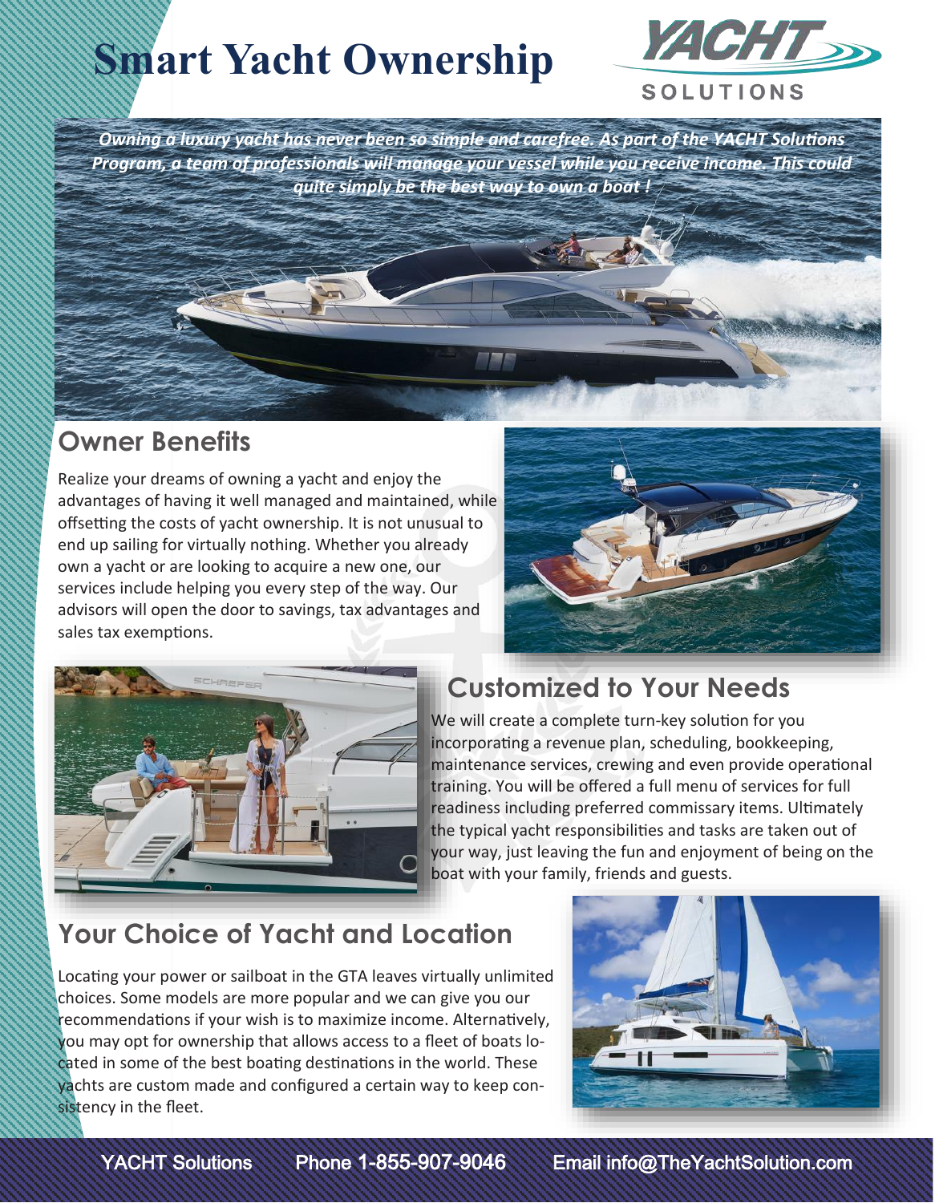# Smart Yacht Ownership

YACHT SOLUTIONS

*Owning a luxury yacht has never been so simple and carefree. As part of the YACHT Solutions Program, a team of professionals will manage your vessel while you receive income. This could quite simply be the best way to own a boat !*

## Owner Benefits

Realize your dreams of owning a yacht and enjoy the advantages of having it well managed and maintained, while offsetting the costs of yacht ownership. It is not unusual to end up sailing for virtually nothing. Whether you already own a yacht or are looking to acquire a new one, our services include helping you every step of the way. Our advisors will open the door to savings, tax advantages and sales tax exemptions.

## Customized to Your Needs

We will create a complete turn-key solution for you incorporating a revenue plan, scheduling, bookkeeping, maintenance services, crewing and even provide operational training. You will be offered a full menu of services for full readiness including preferred commissary items. Ultimately the typical yacht responsibilities and tasks are taken out of your way, just leaving the fun and enjoyment of being on the boat with your family, friends and guests.

## Your Choice of Yacht and Location

Locating your power or sailboat in the GTA leaves virtually unlimited choices. Some models are more popular and we can give you our recommendations if your wish is to maximize income. Alternatively, you may opt for ownership that allows access to a fleet of boats located in some of the best boating destinations in the world. These yachts are custom made and configured a certain way to keep consistency in the fleet.

YACHT Solutions Phone 1-855-907-9046 Email info@TheYachtSolution.com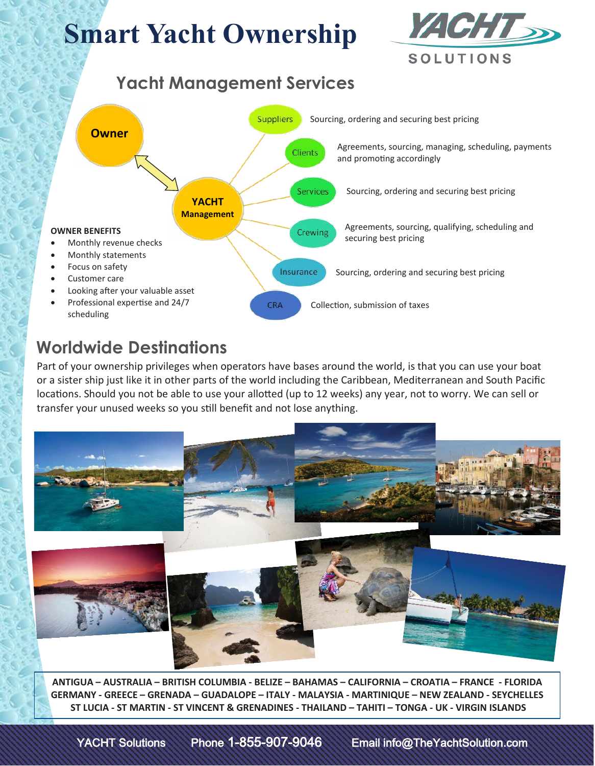# Smart Yacht Ownership

YACHT SOLUTIONS

## Yacht Management Services

Owner

YACHT Management

Suppliers — Sourcing, ordering and securing best pricing

Clients — Agreements, sourcing, managing, scheduling, payments and promoting accordingly

Services — Sourcing, ordering and securing best pricing

Crewing — Agreements, sourcing, qualifying, scheduling and securing best pricing

Insurance — Sourcing, ordering and securing best pricing

CRA — Collection, submission of taxes

**OWNER BENEFITS**

- Monthly revenue checks
- Monthly statements
- Focus on safety
- Customer care
- Looking after your valuable asset
- Professional expertise and 24/7 scheduling

## Worldwide Destinations

Part of your ownership privileges when operators have bases around the world, is that you can use your boat or a sister ship just like it in other parts of the world including the Caribbean, Mediterranean and South Pacific locations. Should you not be able to use your allotted (up to 12 weeks) any year, not to worry. We can sell or transfer your unused weeks so you still benefit and not lose anything.

**ANTIGUA – AUSTRALIA – BRITISH COLUMBIA - BELIZE – BAHAMAS – CALIFORNIA – CROATIA – FRANCE - FLORIDA GERMANY - GREECE – GRENADA – GUADALOPE – ITALY - MALAYSIA - MARTINIQUE – NEW ZEALAND - SEYCHELLES ST LUCIA - ST MARTIN - ST VINCENT & GRENADINES - THAILAND – TAHITI – TONGA - UK - VIRGIN ISLANDS**

YACHT Solutions  Phone 1-855-907-9046  Email info@TheYachtSolution.com